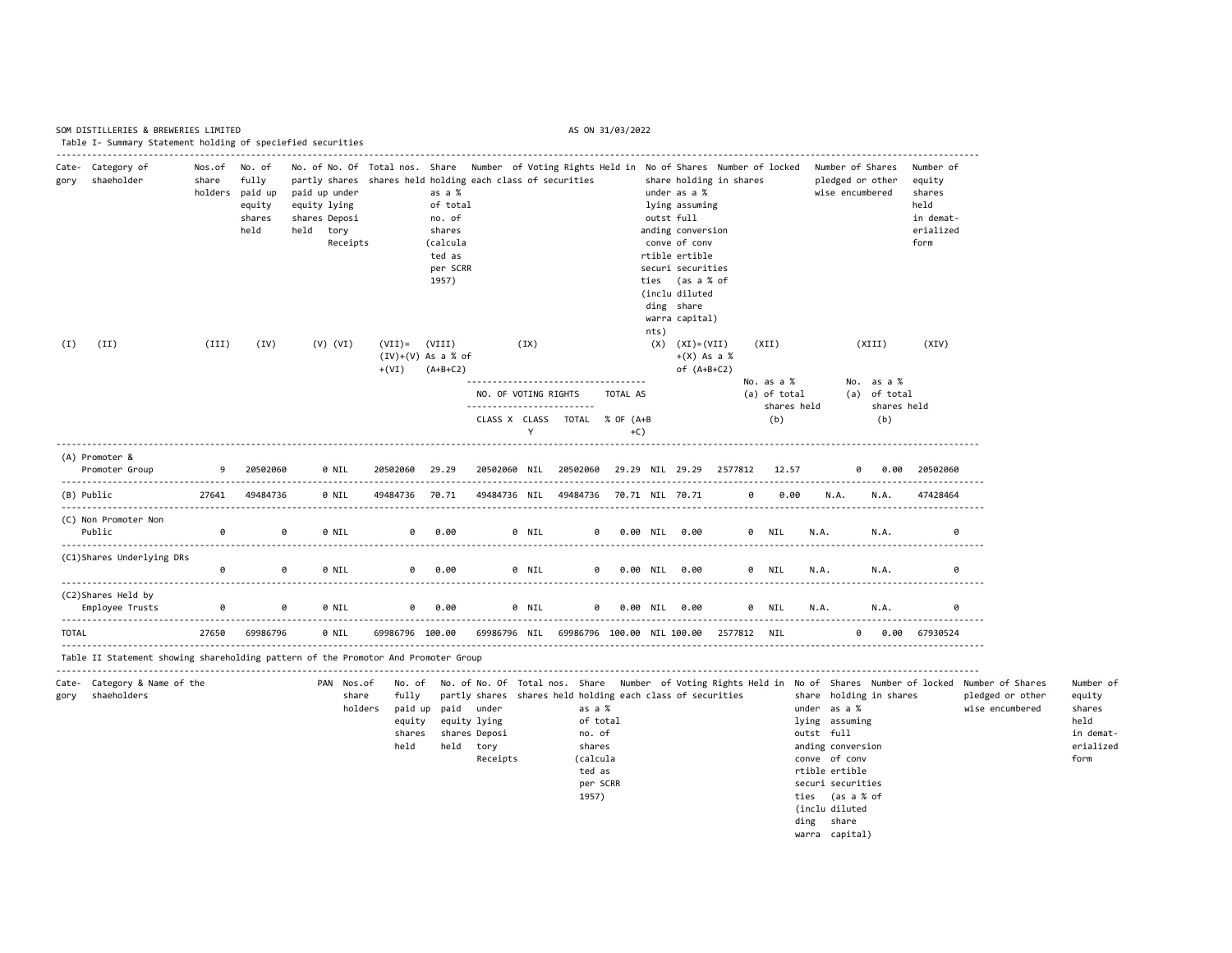SOM DISTILLERIES & BREWERIES LIMITED

AS ON 31/03/2022

Table I- Summary Statement holding of speciefied securities

| Cate-gory | Category of shaeholder | Nos.of share holders | No. of fully paid up equity shares held | No. of partly paid up equity shares held | No. Of shares under lying Deposi tory Receipts | Total nos. shares held | Share holding as a % of total no. of shares (calculated as per SCRR 1957) | Number of Voting Rights Held in each class of securities | | | | No of Shares under lying outst anding conve rtible securi ties (inclu ding warra nts) | Share holding as a % assuming full conversion of conv ertible securities (as a % of diluted share capital) | Number of locked in shares | | Number of Shares pledged or other wise encumbered | | Number of equity shares held in demat-erialized form |
|---|---|---|---|---|---|---|---|---|---|---|---|---|---|---|---|---|---|---|
| (I) | (II) | (III) | (IV) | (V) | (VI) | (VII)= (IV)+(V) +(VI) | (VIII) As a % of (A+B+C2) | (IX) | | | | (X) | (XI)=(VII) +(X) As a % of (A+B+C2) | (XII) | | (XIII) | | (XIV) |
| | | | | | | | | NO. OF VOTING RIGHTS | | | TOTAL AS % OF (A+B +C) | | | No. (a) | as a % of total shares held (b) | No. (a) | as a % of total shares held (b) | |
| | | | | | | | | CLASS X | CLASS Y | TOTAL | | | | | | | | |
| (A) | Promoter & Promoter Group | 9 | 20502060 | 0 | NIL | 20502060 | 29.29 | 20502060 | NIL | 20502060 | 29.29 | NIL | 29.29 | 2577812 | 12.57 | 0 | 0.00 | 20502060 |
| (B) | Public | 27641 | 49484736 | 0 | NIL | 49484736 | 70.71 | 49484736 | NIL | 49484736 | 70.71 | NIL | 70.71 | 0 | 0.00 | N.A. | N.A. | 47428464 |
| (C) | Non Promoter Non Public | 0 | 0 | 0 | NIL | 0 | 0.00 | 0 | NIL | 0 | 0.00 | NIL | 0.00 | 0 | NIL | N.A. | N.A. | 0 |
| (C1) | Shares Underlying DRs | 0 | 0 | 0 | NIL | 0 | 0.00 | 0 | NIL | 0 | 0.00 | NIL | 0.00 | 0 | NIL | N.A. | N.A. | 0 |
| (C2) | Shares Held by Employee Trusts | 0 | 0 | 0 | NIL | 0 | 0.00 | 0 | NIL | 0 | 0.00 | NIL | 0.00 | 0 | NIL | N.A. | N.A. | 0 |
| TOTAL | | 27650 | 69986796 | 0 | NIL | 69986796 | 100.00 | 69986796 | NIL | 69986796 | 100.00 | NIL | 100.00 | 2577812 | NIL | 0 | 0.00 | 67930524 |

Table II Statement showing shareholding pattern of the Promotor And Promoter Group

| Cate-gory | Category & Name of the shaeholders | PAN | Nos.of share holders | No. of fully paid up equity shares held | No. of partly paid equity shares held | No. Of shares under lying Deposi tory Receipts | Total nos. shares held | Share holding as a % of total no. of shares (calculated as per SCRR 1957) | Number of Voting Rights Held in each class of securities | No of Shares under lying outst anding conve rtible securi ties (inclu ding warra nts) | Share holding as a % assuming full conversion of conv ertible securities (as a % of diluted share capital) | Number of locked in shares | Number of Shares pledged or other wise encumbered | Number of equity shares held in demat-erialized form |
|---|---|---|---|---|---|---|---|---|---|---|---|---|---|---|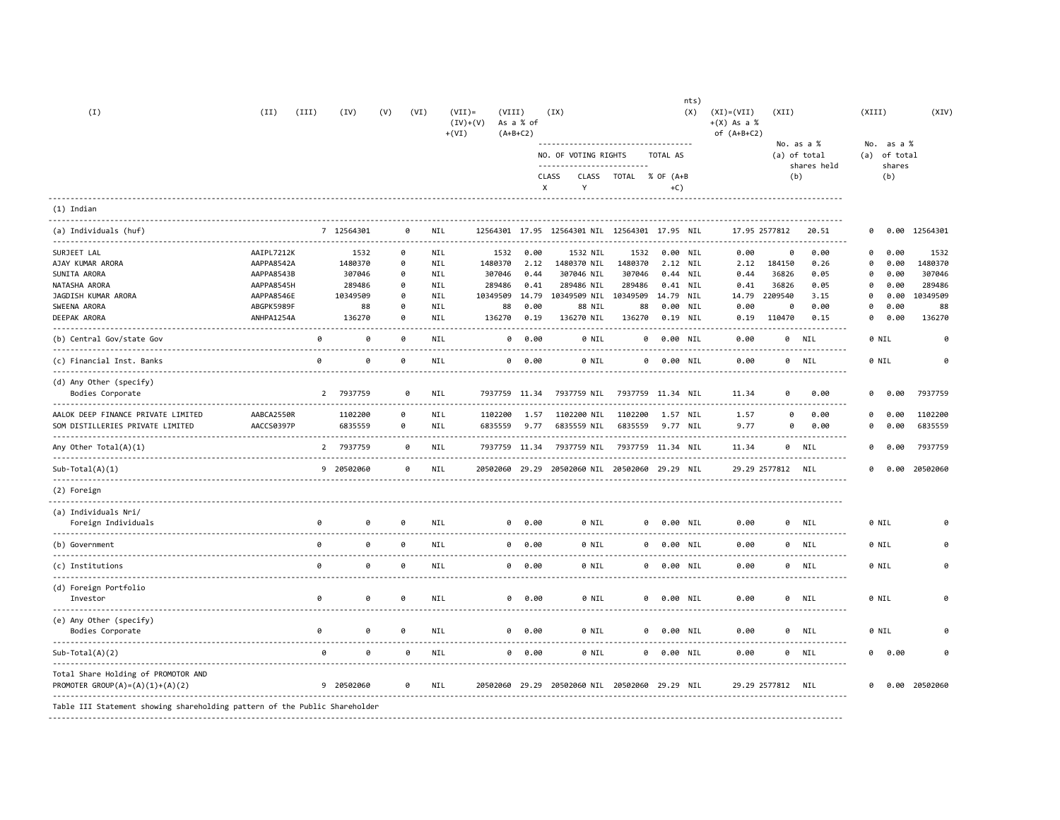| (I) | (II) | (III) | (IV) | (V) | (VI) | (VII)= (IV)+(V) +(VI) | (VIII) As a % of (A+B+C2) | (IX) NO. OF VOTING RIGHTS | | | | nts) (X) | (XI)=(VII) +(X) As a % of (A+B+C2) | (XII) | | (XIII) | | (XIV) |
|---|---|---|---|---|---|---|---|---|---|---|---|---|---|---|---|---|---|---|
| | | | | | | | | CLASS X | CLASS Y | TOTAL | TOTAL AS % OF (A+B +C) | | | No. (a) | as a % of total shares held (b) | No. (a) | as a % of total shares (b) | |
| (1) Indian | | | | | | | | | | | | | | | | | | |
| (a) Individuals (huf) | | 7 | 12564301 | 0 | NIL | 12564301 | 17.95 | 12564301 | NIL | 12564301 | 17.95 | NIL | 17.95 | 2577812 | 20.51 | 0 | 0.00 | 12564301 |
| SURJEET LAL | AAIPL7212K | | 1532 | 0 | NIL | 1532 | 0.00 | 1532 | NIL | 1532 | 0.00 | NIL | 0.00 | 0 | 0.00 | 0 | 0.00 | 1532 |
| AJAY KUMAR ARORA | AAPPA8542A | | 1480370 | 0 | NIL | 1480370 | 2.12 | 1480370 | NIL | 1480370 | 2.12 | NIL | 2.12 | 184150 | 0.26 | 0 | 0.00 | 1480370 |
| SUNITA ARORA | AAPPA8543B | | 307046 | 0 | NIL | 307046 | 0.44 | 307046 | NIL | 307046 | 0.44 | NIL | 0.44 | 36826 | 0.05 | 0 | 0.00 | 307046 |
| NATASHA ARORA | AAPPA8545H | | 289486 | 0 | NIL | 289486 | 0.41 | 289486 | NIL | 289486 | 0.41 | NIL | 0.41 | 36826 | 0.05 | 0 | 0.00 | 289486 |
| JAGDISH KUMAR ARORA | AAPPA8546E | | 10349509 | 0 | NIL | 10349509 | 14.79 | 10349509 | NIL | 10349509 | 14.79 | NIL | 14.79 | 2209540 | 3.15 | 0 | 0.00 | 10349509 |
| SWEENA ARORA | ABGPK5989F | | 88 | 0 | NIL | 88 | 0.00 | 88 | NIL | 88 | 0.00 | NIL | 0.00 | 0 | 0.00 | 0 | 0.00 | 88 |
| DEEPAK ARORA | ANHPA1254A | | 136270 | 0 | NIL | 136270 | 0.19 | 136270 | NIL | 136270 | 0.19 | NIL | 0.19 | 110470 | 0.15 | 0 | 0.00 | 136270 |
| (b) Central Gov/state Gov | | 0 | 0 | 0 | NIL | 0 | 0.00 | 0 | NIL | 0 | 0.00 | NIL | 0.00 | 0 | NIL | 0 | NIL | 0 |
| (c) Financial Inst. Banks | | 0 | 0 | 0 | NIL | 0 | 0.00 | 0 | NIL | 0 | 0.00 | NIL | 0.00 | 0 | NIL | 0 | NIL | 0 |
| (d) Any Other (specify) Bodies Corporate | | 2 | 7937759 | 0 | NIL | 7937759 | 11.34 | 7937759 | NIL | 7937759 | 11.34 | NIL | 11.34 | 0 | 0.00 | 0 | 0.00 | 7937759 |
| AALOK DEEP FINANCE PRIVATE LIMITED | AABCA2550R | | 1102200 | 0 | NIL | 1102200 | 1.57 | 1102200 | NIL | 1102200 | 1.57 | NIL | 1.57 | 0 | 0.00 | 0 | 0.00 | 1102200 |
| SOM DISTILLERIES PRIVATE LIMITED | AACCS0397P | | 6835559 | 0 | NIL | 6835559 | 9.77 | 6835559 | NIL | 6835559 | 9.77 | NIL | 9.77 | 0 | 0.00 | 0 | 0.00 | 6835559 |
| Any Other Total(A)(1) | | 2 | 7937759 | 0 | NIL | 7937759 | 11.34 | 7937759 | NIL | 7937759 | 11.34 | NIL | 11.34 | 0 | NIL | 0 | 0.00 | 7937759 |
| Sub-Total(A)(1) | | 9 | 20502060 | 0 | NIL | 20502060 | 29.29 | 20502060 | NIL | 20502060 | 29.29 | NIL | 29.29 | 2577812 | NIL | 0 | 0.00 | 20502060 |
| (2) Foreign | | | | | | | | | | | | | | | | | | |
| (a) Individuals Nri/ Foreign Individuals | | 0 | 0 | 0 | NIL | 0 | 0.00 | 0 | NIL | 0 | 0.00 | NIL | 0.00 | 0 | NIL | 0 | NIL | 0 |
| (b) Government | | 0 | 0 | 0 | NIL | 0 | 0.00 | 0 | NIL | 0 | 0.00 | NIL | 0.00 | 0 | NIL | 0 | NIL | 0 |
| (c) Institutions | | 0 | 0 | 0 | NIL | 0 | 0.00 | 0 | NIL | 0 | 0.00 | NIL | 0.00 | 0 | NIL | 0 | NIL | 0 |
| (d) Foreign Portfolio Investor | | 0 | 0 | 0 | NIL | 0 | 0.00 | 0 | NIL | 0 | 0.00 | NIL | 0.00 | 0 | NIL | 0 | NIL | 0 |
| (e) Any Other (specify) Bodies Corporate | | 0 | 0 | 0 | NIL | 0 | 0.00 | 0 | NIL | 0 | 0.00 | NIL | 0.00 | 0 | NIL | 0 | NIL | 0 |
| Sub-Total(A)(2) | | 0 | 0 | 0 | NIL | 0 | 0.00 | 0 | NIL | 0 | 0.00 | NIL | 0.00 | 0 | NIL | 0 | 0.00 | 0 |
| Total Share Holding of PROMOTOR AND PROMOTER GROUP(A)=(A)(1)+(A)(2) | | 9 | 20502060 | 0 | NIL | 20502060 | 29.29 | 20502060 | NIL | 20502060 | 29.29 | NIL | 29.29 | 2577812 | NIL | 0 | 0.00 | 20502060 |

Table III Statement showing shareholding pattern of the Public Shareholder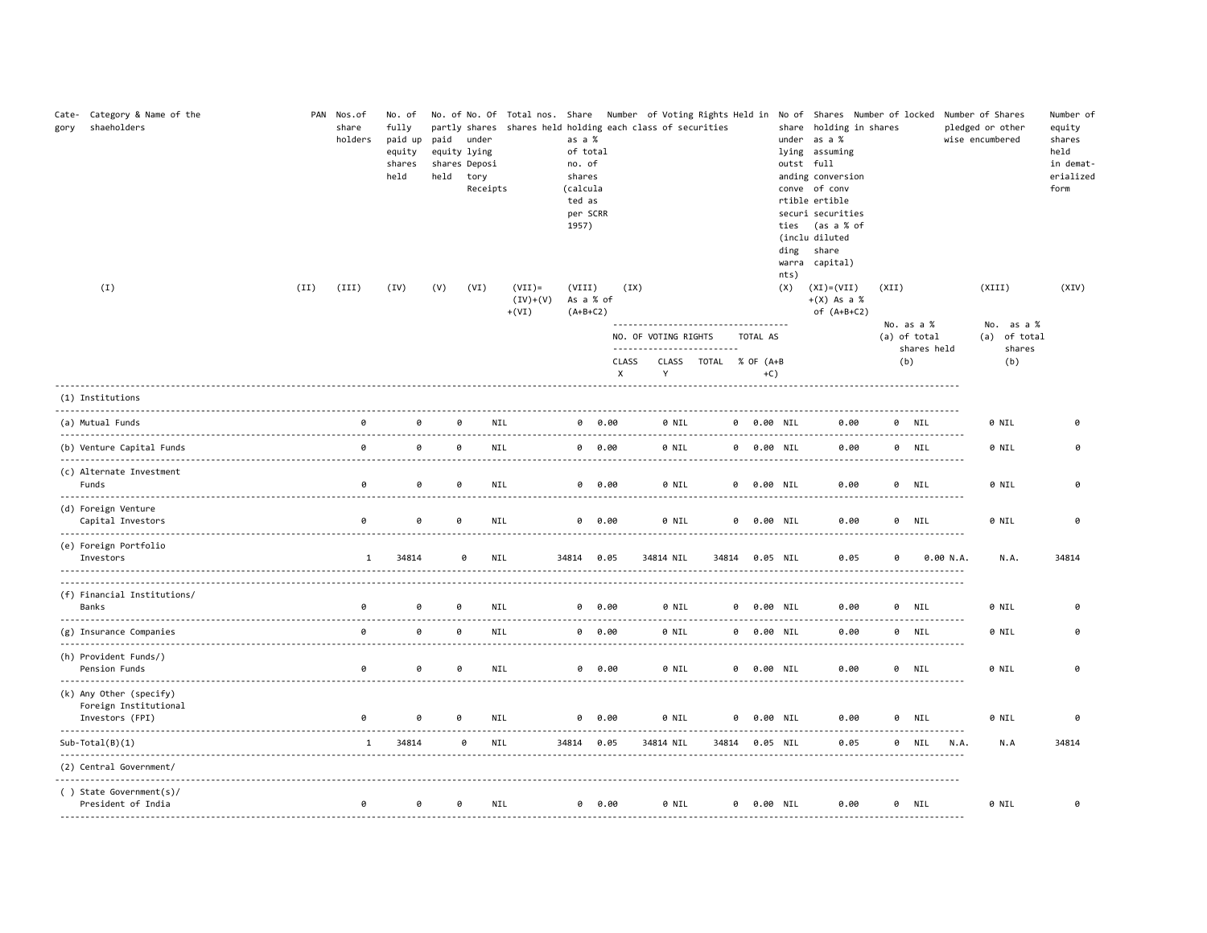| Category | Category & Name of the shaeholders | PAN | Nos.of share holders | No. of fully paid up equity shares held | No. of partly paid equity shares held | No. Of shares under lying Depository Receipts | Total nos. shares held | Share holding as a % of total no. of shares (calculated as per SCRR 1957) | Number of Voting Rights Held in each class of securities | | | | No of share under lying outstanding convertible securities (including warrants) | Shares holding as a % assuming full conversion of convertible securities (as a % of diluted share capital) | Number of locked in shares | | Number of Shares pledged or otherwise encumbered | | Number of equity shares held in demat-erialized form |
|---|---|---|---|---|---|---|---|---|---|---|---|---|---|---|---|---|---|---|---|
| (I) | | (II) | (III) | (IV) | (V) | (VI) | (VII)= (IV)+(V) +(VI) | (VIII) As a % of (A+B+C2) | (IX) | | | | (X) | (XI)=(VII) +(X) As a % of (A+B+C2) | (XII) | | (XIII) | | (XIV) |
| | | | | | | | | | NO. OF VOTING RIGHTS | | | TOTAL AS % OF (A+B+C) | | | No. (a) | as a % of total shares held (b) | No. (a) | as a % of total shares (b) | |
| | | | | | | | | | CLASS X | CLASS Y | TOTAL | | | | | | | | |
| | (1) Institutions | | | | | | | | | | | | | | | | | | |
| | (a) Mutual Funds | | 0 | 0 | 0 | NIL | 0 | 0.00 | 0 | NIL | 0 | 0.00 | NIL | 0.00 | 0 | NIL | 0 | NIL | 0 |
| | (b) Venture Capital Funds | | 0 | 0 | 0 | NIL | 0 | 0.00 | 0 | NIL | 0 | 0.00 | NIL | 0.00 | 0 | NIL | 0 | NIL | 0 |
| | (c) Alternate Investment Funds | | 0 | 0 | 0 | NIL | 0 | 0.00 | 0 | NIL | 0 | 0.00 | NIL | 0.00 | 0 | NIL | 0 | NIL | 0 |
| | (d) Foreign Venture Capital Investors | | 0 | 0 | 0 | NIL | 0 | 0.00 | 0 | NIL | 0 | 0.00 | NIL | 0.00 | 0 | NIL | 0 | NIL | 0 |
| | (e) Foreign Portfolio Investors | | 1 | 34814 | 0 | NIL | 34814 | 0.05 | 34814 | NIL | 34814 | 0.05 | NIL | 0.05 | 0 | 0.00 | N.A. | N.A. | 34814 |
| | (f) Financial Institutions/ Banks | | 0 | 0 | 0 | NIL | 0 | 0.00 | 0 | NIL | 0 | 0.00 | NIL | 0.00 | 0 | NIL | 0 | NIL | 0 |
| | (g) Insurance Companies | | 0 | 0 | 0 | NIL | 0 | 0.00 | 0 | NIL | 0 | 0.00 | NIL | 0.00 | 0 | NIL | 0 | NIL | 0 |
| | (h) Provident Funds/) Pension Funds | | 0 | 0 | 0 | NIL | 0 | 0.00 | 0 | NIL | 0 | 0.00 | NIL | 0.00 | 0 | NIL | 0 | NIL | 0 |
| | (k) Any Other (specify) Foreign Institutional Investors (FPI) | | 0 | 0 | 0 | NIL | 0 | 0.00 | 0 | NIL | 0 | 0.00 | NIL | 0.00 | 0 | NIL | 0 | NIL | 0 |
| | Sub-Total(B)(1) | | 1 | 34814 | 0 | NIL | 34814 | 0.05 | 34814 | NIL | 34814 | 0.05 | NIL | 0.05 | 0 | NIL | N.A. | N.A | 34814 |
| | (2) Central Government/ | | | | | | | | | | | | | | | | | | |
| | ( ) State Government(s)/ President of India | | 0 | 0 | 0 | NIL | 0 | 0.00 | 0 | NIL | 0 | 0.00 | NIL | 0.00 | 0 | NIL | 0 | NIL | 0 |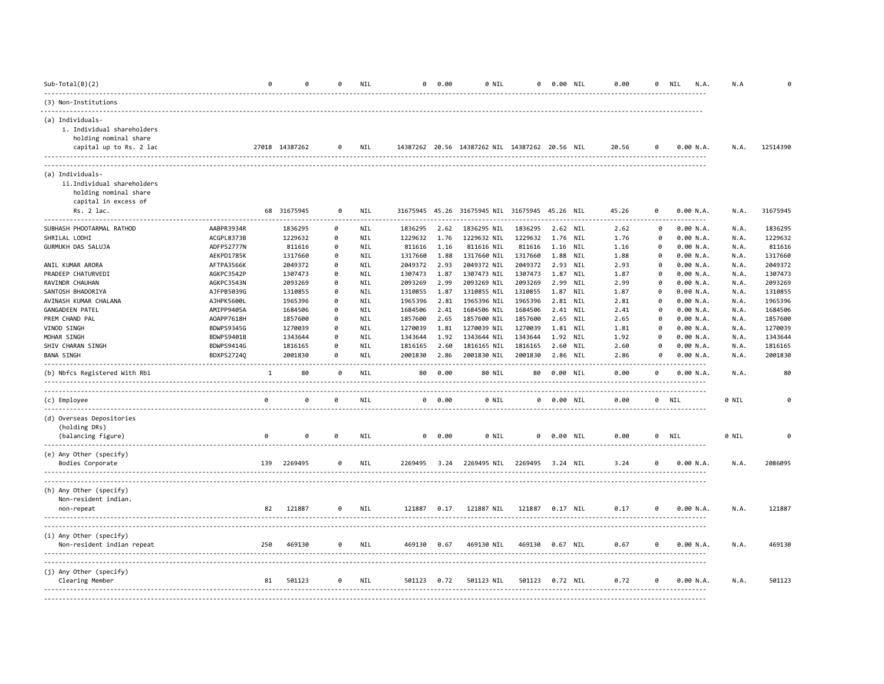| Category | PAN | No. of shareholders | No. of fully paid up equity shares held | Partly paid-up equity shares held | No. of shares underlying Depository Receipts | Total nos. shares held | Shareholding % | No of Voting Rights | | Total | Total as a % of (A+B+C) | No. of Shares Underlying Outstanding convertible securities | Shareholding, as a % assuming full conversion | Number of Locked in shares | | | Number of Shares pledged or otherwise encumbered | | Number of equity shares held in dematerialized form |
|---|---|---|---|---|---|---|---|---|---|---|---|---|---|---|---|---|---|---|---|
| Sub-Total(B)(2) | | 0 | 0 | 0 | NIL | 0 | 0.00 | 0 | NIL | 0 | 0.00 | NIL | 0.00 | 0 | NIL | N.A. | N.A | | 0 |
| (3) Non-Institutions | | | | | | | | | | | | | | | | | | | |
| (a) Individuals- i. Individual shareholders holding nominal share capital up to Rs. 2 lac | | 27018 | 14387262 | 0 | NIL | 14387262 | 20.56 | 14387262 | NIL | 14387262 | 20.56 | NIL | 20.56 | 0 | 0.00 | N.A. | N.A. | | 12514390 |
| (a) Individuals- ii.Individual shareholders holding nominal share capital in excess of Rs. 2 lac. | | 68 | 31675945 | 0 | NIL | 31675945 | 45.26 | 31675945 | NIL | 31675945 | 45.26 | NIL | 45.26 | 0 | 0.00 | N.A. | N.A. | | 31675945 |
| SUBHASH PHOOTARMAL RATHOD | AABPR3934R | | 1836295 | 0 | NIL | 1836295 | 2.62 | 1836295 | NIL | 1836295 | 2.62 | NIL | 2.62 | 0 | 0.00 | N.A. | N.A. | | 1836295 |
| SHRILAL LODHI | ACGPL8373B | | 1229632 | 0 | NIL | 1229632 | 1.76 | 1229632 | NIL | 1229632 | 1.76 | NIL | 1.76 | 0 | 0.00 | N.A. | N.A. | | 1229632 |
| GURMUKH DAS SALUJA | ADFPS2777N | | 811616 | 0 | NIL | 811616 | 1.16 | 811616 | NIL | 811616 | 1.16 | NIL | 1.16 | 0 | 0.00 | N.A. | N.A. | | 811616 |
| | AEKPD1785K | | 1317660 | 0 | NIL | 1317660 | 1.88 | 1317660 | NIL | 1317660 | 1.88 | NIL | 1.88 | 0 | 0.00 | N.A. | N.A. | | 1317660 |
| ANIL KUMAR ARORA | AFTPA3566K | | 2049372 | 0 | NIL | 2049372 | 2.93 | 2049372 | NIL | 2049372 | 2.93 | NIL | 2.93 | 0 | 0.00 | N.A. | N.A. | | 2049372 |
| PRADEEP CHATURVEDI | AGKPC3542P | | 1307473 | 0 | NIL | 1307473 | 1.87 | 1307473 | NIL | 1307473 | 1.87 | NIL | 1.87 | 0 | 0.00 | N.A. | N.A. | | 1307473 |
| RAVINDR CHAUHAN | AGKPC3543N | | 2093269 | 0 | NIL | 2093269 | 2.99 | 2093269 | NIL | 2093269 | 2.99 | NIL | 2.99 | 0 | 0.00 | N.A. | N.A. | | 2093269 |
| SANTOSH BHADORIYA | AJFPB5039G | | 1310855 | 0 | NIL | 1310855 | 1.87 | 1310855 | NIL | 1310855 | 1.87 | NIL | 1.87 | 0 | 0.00 | N.A. | N.A. | | 1310855 |
| AVINASH KUMAR CHALANA | AJHPK5600L | | 1965396 | 0 | NIL | 1965396 | 2.81 | 1965396 | NIL | 1965396 | 2.81 | NIL | 2.81 | 0 | 0.00 | N.A. | N.A. | | 1965396 |
| GANGADEEN PATEL | AMIPP9405A | | 1684506 | 0 | NIL | 1684506 | 2.41 | 1684506 | NIL | 1684506 | 2.41 | NIL | 2.41 | 0 | 0.00 | N.A. | N.A. | | 1684506 |
| PREM CHAND PAL | AOAPP7618H | | 1857600 | 0 | NIL | 1857600 | 2.65 | 1857600 | NIL | 1857600 | 2.65 | NIL | 2.65 | 0 | 0.00 | N.A. | N.A. | | 1857600 |
| VINOD SINGH | BDWPS9345G | | 1270039 | 0 | NIL | 1270039 | 1.81 | 1270039 | NIL | 1270039 | 1.81 | NIL | 1.81 | 0 | 0.00 | N.A. | N.A. | | 1270039 |
| MOHAR SINGH | BDWPS9401B | | 1343644 | 0 | NIL | 1343644 | 1.92 | 1343644 | NIL | 1343644 | 1.92 | NIL | 1.92 | 0 | 0.00 | N.A. | N.A. | | 1343644 |
| SHIV CHARAN SINGH | BDWPS9414G | | 1816165 | 0 | NIL | 1816165 | 2.60 | 1816165 | NIL | 1816165 | 2.60 | NIL | 2.60 | 0 | 0.00 | N.A. | N.A. | | 1816165 |
| BANA SINGH | BDXPS2724Q | | 2001830 | 0 | NIL | 2001830 | 2.86 | 2001830 | NIL | 2001830 | 2.86 | NIL | 2.86 | 0 | 0.00 | N.A. | N.A. | | 2001830 |
| (b) Nbfcs Registered With Rbi | | 1 | 80 | 0 | NIL | 80 | 0.00 | 80 | NIL | 80 | 0.00 | NIL | 0.00 | 0 | 0.00 | N.A. | N.A. | | 80 |
| (c) Employee | | 0 | 0 | 0 | NIL | 0 | 0.00 | 0 | NIL | 0 | 0.00 | NIL | 0.00 | 0 | NIL | | 0 | NIL | 0 |
| (d) Overseas Depositories (holding DRs) (balancing figure) | | 0 | 0 | 0 | NIL | 0 | 0.00 | 0 | NIL | 0 | 0.00 | NIL | 0.00 | 0 | NIL | | 0 | NIL | 0 |
| (e) Any Other (specify) Bodies Corporate | | 139 | 2269495 | 0 | NIL | 2269495 | 3.24 | 2269495 | NIL | 2269495 | 3.24 | NIL | 3.24 | 0 | 0.00 | N.A. | N.A. | | 2086095 |
| (h) Any Other (specify) Non-resident indian. non-repeat | | 82 | 121887 | 0 | NIL | 121887 | 0.17 | 121887 | NIL | 121887 | 0.17 | NIL | 0.17 | 0 | 0.00 | N.A. | N.A. | | 121887 |
| (i) Any Other (specify) Non-resident indian repeat | | 250 | 469130 | 0 | NIL | 469130 | 0.67 | 469130 | NIL | 469130 | 0.67 | NIL | 0.67 | 0 | 0.00 | N.A. | N.A. | | 469130 |
| (j) Any Other (specify) Clearing Member | | 81 | 501123 | 0 | NIL | 501123 | 0.72 | 501123 | NIL | 501123 | 0.72 | NIL | 0.72 | 0 | 0.00 | N.A. | N.A. | | 501123 |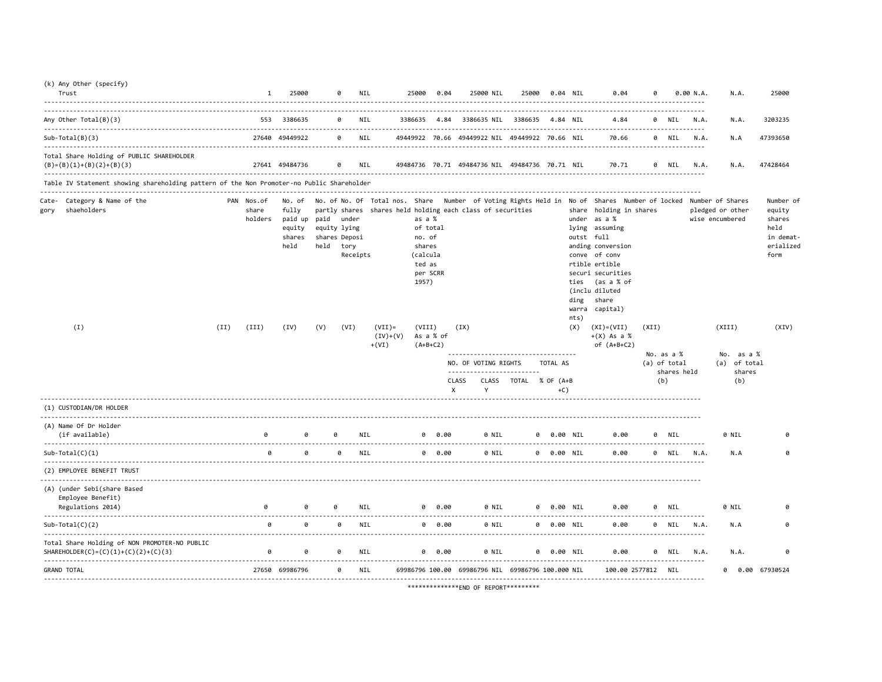| | | | | | | | | | | | | | | | | | |
|---|---|---|---|---|---|---|---|---|---|---|---|---|---|---|---|---|---|
| (k) Any Other (specify) | | | | | | | | | | | | | | | | | |
| Trust | | 1 | 25000 | 0 | NIL | 25000 | 0.04 | 25000 | NIL | 25000 | 0.04 | NIL | 0.04 | 0 | 0.00 | N.A. | N.A. | 25000 |
| Any Other Total(B)(3) | | 553 | 3386635 | 0 | NIL | 3386635 | 4.84 | 3386635 | NIL | 3386635 | 4.84 | NIL | 4.84 | 0 | NIL | N.A. | N.A. | 3203235 |
| Sub-Total(B)(3) | | 27640 | 49449922 | 0 | NIL | 49449922 | 70.66 | 49449922 | NIL | 49449922 | 70.66 | NIL | 70.66 | 0 | NIL | N.A. | N.A | 47393650 |
| Total Share Holding of PUBLIC SHAREHOLDER (B)=(B)(1)+(B)(2)+(B)(3) | | 27641 | 49484736 | 0 | NIL | 49484736 | 70.71 | 49484736 | NIL | 49484736 | 70.71 | NIL | 70.71 | 0 | NIL | N.A. | N.A. | 47428464 |

Table IV Statement showing shareholding pattern of the Non Promoter-no Public Shareholder

| Cate-gory | Category & Name of the shaeholders | PAN | Nos.of share holders | No. of fully paid up equity shares held | No. of partly paid equity shares held | No. Of shares under lying Deposi tory Receipts | Total nos. shares held | Share holding as a % of total no. of shares (calculated as per SCRR 1957) | Number of Voting Rights Held in each class of securities | | | | No of share under lying outst anding conve rtible securi ties (including warrants) | Shares holding as a % assuming full conversion of convertible securities (as a % of diluted share capital) | Number of locked in shares | | Number of Shares pledged or other wise encumbered | | Number of equity shares held in demat-erialized form |
|---|---|---|---|---|---|---|---|---|---|---|---|---|---|---|---|---|---|---|---|
| | (I) | (II) | (III) | (IV) | (V) | (VI) | (VII)= (IV)+(V) +(VI) | (VIII) As a % of (A+B+C2) | (IX) | | | | (X) | (XI)=(VII) +(X) As a % of (A+B+C2) | (XII) | | (XIII) | | (XIV) |
| | | | | | | | | | NO. OF VOTING RIGHTS | | | TOTAL AS % OF (A+B+C) | | | No. (a) | as a % of total shares held (b) | No. (a) | as a % of total shares (b) | |
| | | | | | | | | | CLASS X | CLASS Y | TOTAL | | | | | | | | |
| | (1) CUSTODIAN/DR HOLDER | | | | | | | | | | | | | | | | | | |
| | (A) Name Of Dr Holder (if available) | | 0 | 0 | 0 | NIL | 0 | 0.00 | 0 | NIL | 0 | 0.00 | NIL | 0.00 | 0 | NIL | 0 | NIL | 0 |
| | Sub-Total(C)(1) | | 0 | 0 | 0 | NIL | 0 | 0.00 | 0 | NIL | 0 | 0.00 | NIL | 0.00 | 0 | NIL | N.A. | N.A | 0 |
| | (2) EMPLOYEE BENEFIT TRUST | | | | | | | | | | | | | | | | | | |
| | (A) (under Sebi(share Based Employee Benefit) Regulations 2014) | | 0 | 0 | 0 | NIL | 0 | 0.00 | 0 | NIL | 0 | 0.00 | NIL | 0.00 | 0 | NIL | 0 | NIL | 0 |
| | Sub-Total(C)(2) | | 0 | 0 | 0 | NIL | 0 | 0.00 | 0 | NIL | 0 | 0.00 | NIL | 0.00 | 0 | NIL | N.A. | N.A | 0 |
| | Total Share Holding of NON PROMOTER-NO PUBLIC SHAREHOLDER(C)=(C)(1)+(C)(2)+(C)(3) | | 0 | 0 | 0 | NIL | 0 | 0.00 | 0 | NIL | 0 | 0.00 | NIL | 0.00 | 0 | NIL | N.A. | N.A. | 0 |
| | GRAND TOTAL | | 27650 | 69986796 | 0 | NIL | 69986796 | 100.00 | 69986796 | NIL | 69986796 | 100.000 | NIL | 100.00 | 2577812 | NIL | 0 | 0.00 | 67930524 |

**************END OF REPORT*********